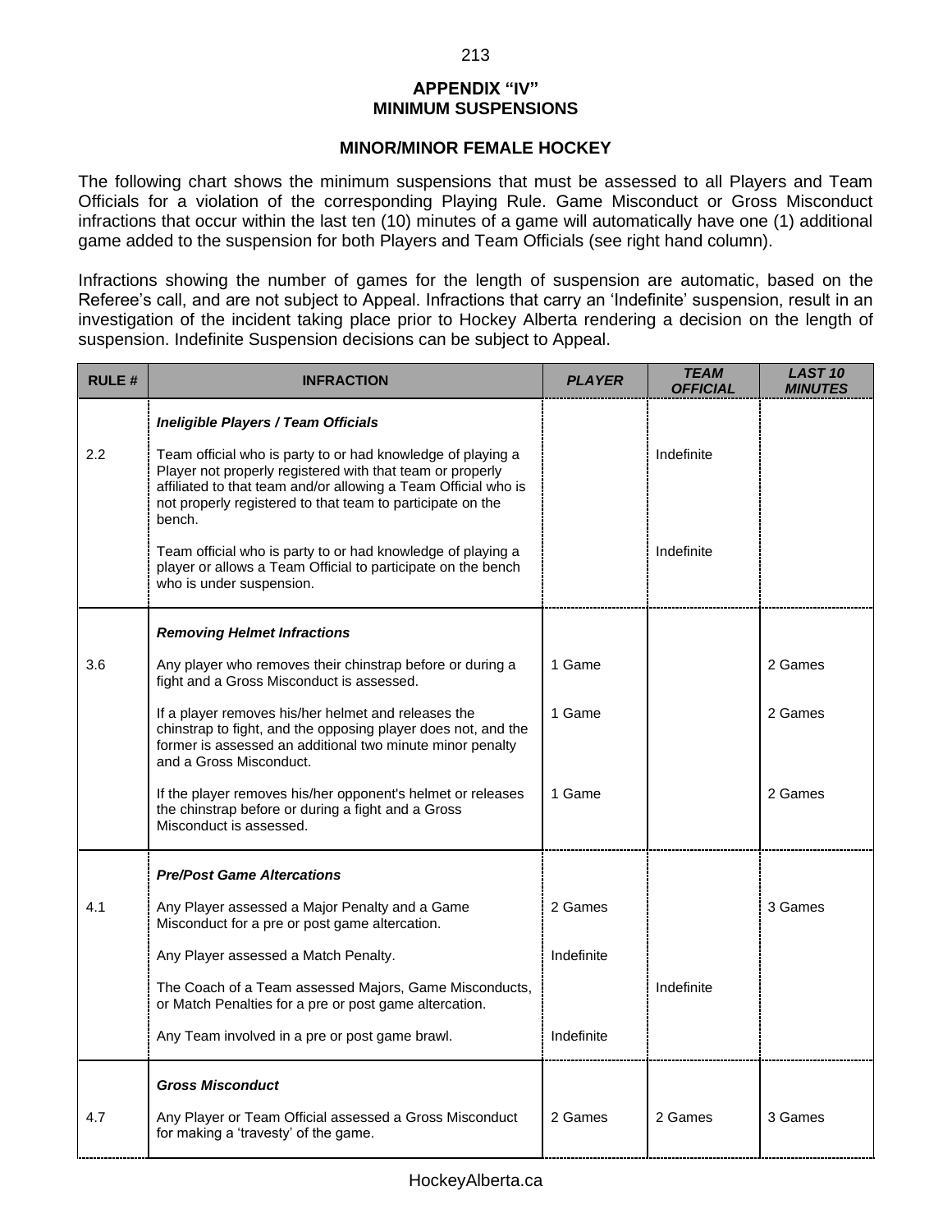## APPENDIX "IV"
## MINIMUM SUSPENSIONS

### MINOR/MINOR FEMALE HOCKEY

The following chart shows the minimum suspensions that must be assessed to all Players and Team Officials for a violation of the corresponding Playing Rule. Game Misconduct or Gross Misconduct infractions that occur within the last ten (10) minutes of a game will automatically have one (1) additional game added to the suspension for both Players and Team Officials (see right hand column).

Infractions showing the number of games for the length of suspension are automatic, based on the Referee's call, and are not subject to Appeal. Infractions that carry an 'Indefinite' suspension, result in an investigation of the incident taking place prior to Hockey Alberta rendering a decision on the length of suspension. Indefinite Suspension decisions can be subject to Appeal.

| RULE # | INFRACTION | *PLAYER* | *TEAM OFFICIAL* | *LAST 10 MINUTES* |
|---|---|---|---|---|
| | ***Ineligible Players / Team Officials*** | | | |
| 2.2 | Team official who is party to or had knowledge of playing a Player not properly registered with that team or properly affiliated to that team and/or allowing a Team Official who is not properly registered to that team to participate on the bench. | | Indefinite | |
| | Team official who is party to or had knowledge of playing a player or allows a Team Official to participate on the bench who is under suspension. | | Indefinite | |
| | ***Removing Helmet Infractions*** | | | |
| 3.6 | Any player who removes their chinstrap before or during a fight and a Gross Misconduct is assessed. | 1 Game | | 2 Games |
| | If a player removes his/her helmet and releases the chinstrap to fight, and the opposing player does not, and the former is assessed an additional two minute minor penalty and a Gross Misconduct. | 1 Game | | 2 Games |
| | If the player removes his/her opponent's helmet or releases the chinstrap before or during a fight and a Gross Misconduct is assessed. | 1 Game | | 2 Games |
| | ***Pre/Post Game Altercations*** | | | |
| 4.1 | Any Player assessed a Major Penalty and a Game Misconduct for a pre or post game altercation. | 2 Games | | 3 Games |
| | Any Player assessed a Match Penalty. | Indefinite | | |
| | The Coach of a Team assessed Majors, Game Misconducts, or Match Penalties for a pre or post game altercation. | | Indefinite | |
| | Any Team involved in a pre or post game brawl. | Indefinite | | |
| | ***Gross Misconduct*** | | | |
| 4.7 | Any Player or Team Official assessed a Gross Misconduct for making a 'travesty' of the game. | 2 Games | 2 Games | 3 Games |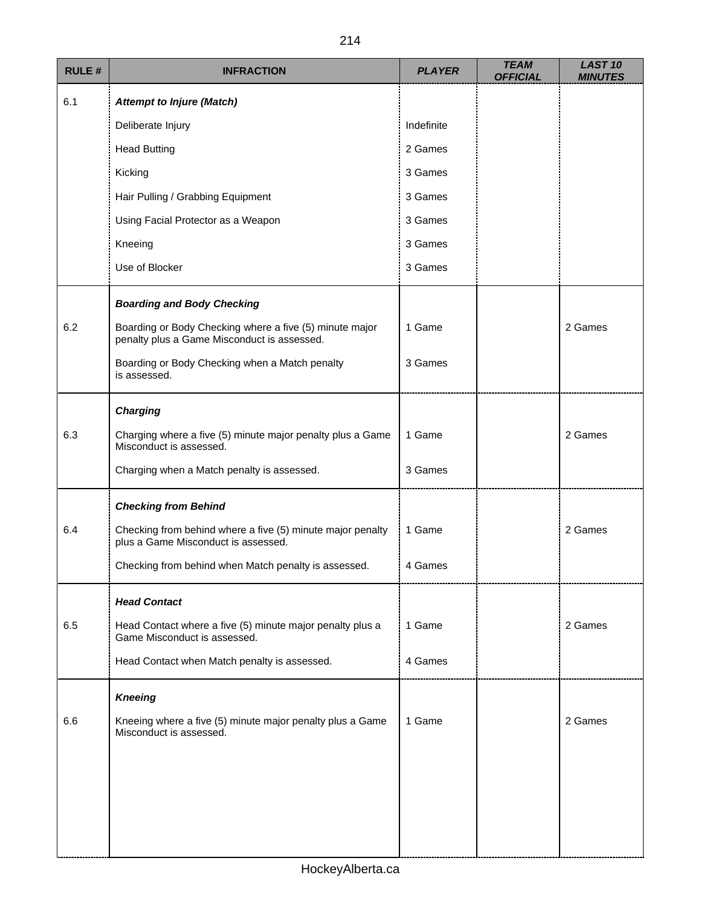| RULE # | INFRACTION | PLAYER | TEAM OFFICIAL | LAST 10 MINUTES |
| --- | --- | --- | --- | --- |
| 6.1 | ***Attempt to Injure (Match)*** | | | |
| | Deliberate Injury | Indefinite | | |
| | Head Butting | 2 Games | | |
| | Kicking | 3 Games | | |
| | Hair Pulling / Grabbing Equipment | 3 Games | | |
| | Using Facial Protector as a Weapon | 3 Games | | |
| | Kneeing | 3 Games | | |
| | Use of Blocker | 3 Games | | |
| | ***Boarding and Body Checking*** | | | |
| 6.2 | Boarding or Body Checking where a five (5) minute major penalty plus a Game Misconduct is assessed. | 1 Game | | 2 Games |
| | Boarding or Body Checking when a Match penalty is assessed. | 3 Games | | |
| | ***Charging*** | | | |
| 6.3 | Charging where a five (5) minute major penalty plus a Game Misconduct is assessed. | 1 Game | | 2 Games |
| | Charging when a Match penalty is assessed. | 3 Games | | |
| | ***Checking from Behind*** | | | |
| 6.4 | Checking from behind where a five (5) minute major penalty plus a Game Misconduct is assessed. | 1 Game | | 2 Games |
| | Checking from behind when Match penalty is assessed. | 4 Games | | |
| | ***Head Contact*** | | | |
| 6.5 | Head Contact where a five (5) minute major penalty plus a Game Misconduct is assessed. | 1 Game | | 2 Games |
| | Head Contact when Match penalty is assessed. | 4 Games | | |
| | ***Kneeing*** | | | |
| 6.6 | Kneeing where a five (5) minute major penalty plus a Game Misconduct is assessed. | 1 Game | | 2 Games |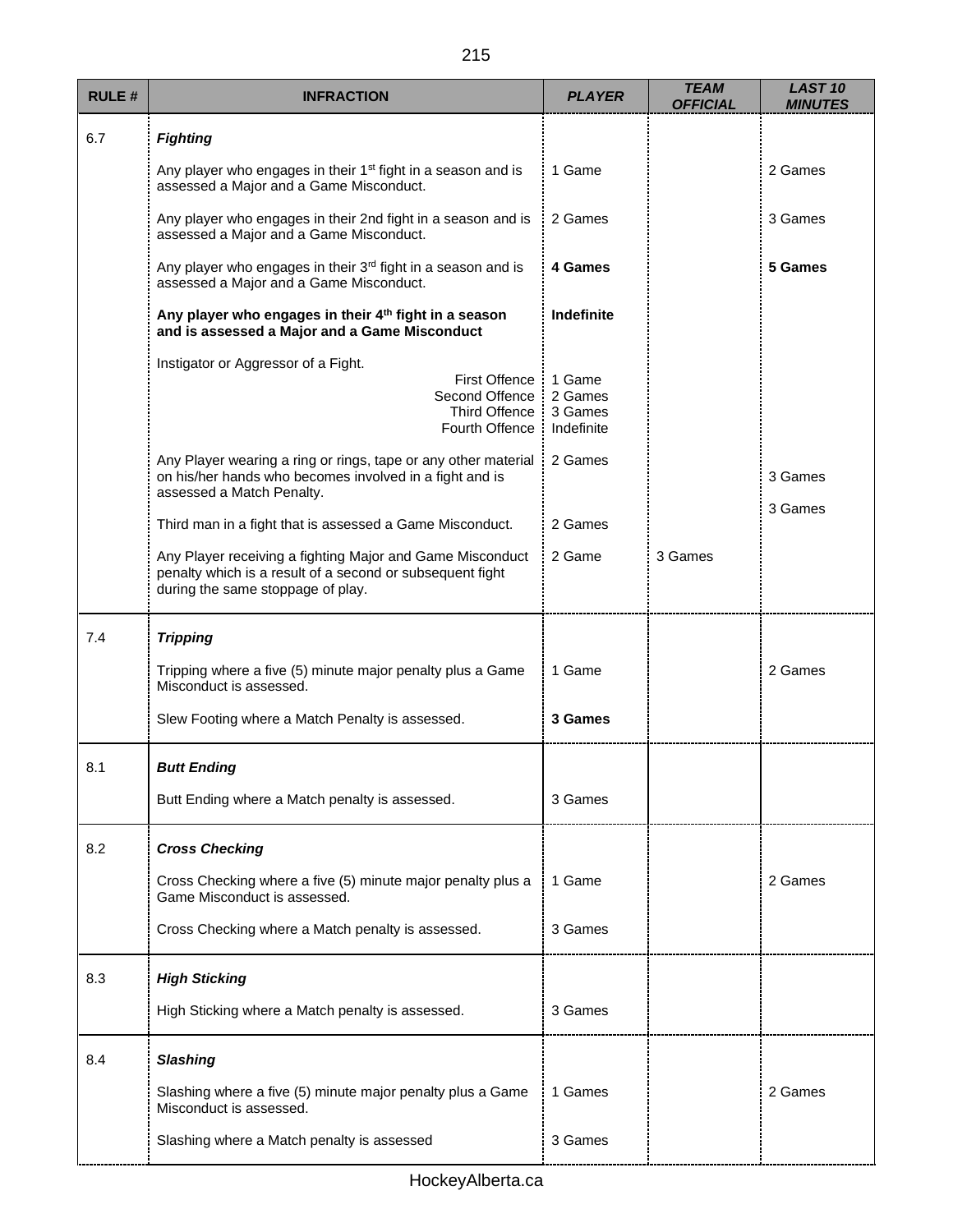| RULE # | INFRACTION | *PLAYER* | *TEAM OFFICIAL* | *LAST 10 MINUTES* |
|---|---|---|---|---|
| 6.7 | ***Fighting*** | | | |
| | Any player who engages in their 1st fight in a season and is assessed a Major and a Game Misconduct. | 1 Game | | 2 Games |
| | Any player who engages in their 2nd fight in a season and is assessed a Major and a Game Misconduct. | 2 Games | | 3 Games |
| | Any player who engages in their 3rd fight in a season and is assessed a Major and a Game Misconduct. | **4 Games** | | **5 Games** |
| | **Any player who engages in their 4th fight in a season and is assessed a Major and a Game Misconduct** | **Indefinite** | | |
| | Instigator or Aggressor of a Fight. | | | |
| | First Offence | 1 Game | | |
| | Second Offence | 2 Games | | |
| | Third Offence | 3 Games | | |
| | Fourth Offence | Indefinite | | |
| | Any Player wearing a ring or rings, tape or any other material on his/her hands who becomes involved in a fight and is assessed a Match Penalty. | 2 Games | | 3 Games |
| | Third man in a fight that is assessed a Game Misconduct. | 2 Games | | 3 Games |
| | Any Player receiving a fighting Major and Game Misconduct penalty which is a result of a second or subsequent fight during the same stoppage of play. | 2 Game | 3 Games | |
| 7.4 | ***Tripping*** | | | |
| | Tripping where a five (5) minute major penalty plus a Game Misconduct is assessed. | 1 Game | | 2 Games |
| | Slew Footing where a Match Penalty is assessed. | **3 Games** | | |
| 8.1 | ***Butt Ending*** | | | |
| | Butt Ending where a Match penalty is assessed. | 3 Games | | |
| 8.2 | ***Cross Checking*** | | | |
| | Cross Checking where a five (5) minute major penalty plus a Game Misconduct is assessed. | 1 Game | | 2 Games |
| | Cross Checking where a Match penalty is assessed. | 3 Games | | |
| 8.3 | ***High Sticking*** | | | |
| | High Sticking where a Match penalty is assessed. | 3 Games | | |
| 8.4 | ***Slashing*** | | | |
| | Slashing where a five (5) minute major penalty plus a Game Misconduct is assessed. | 1 Games | | 2 Games |
| | Slashing where a Match penalty is assessed | 3 Games | | |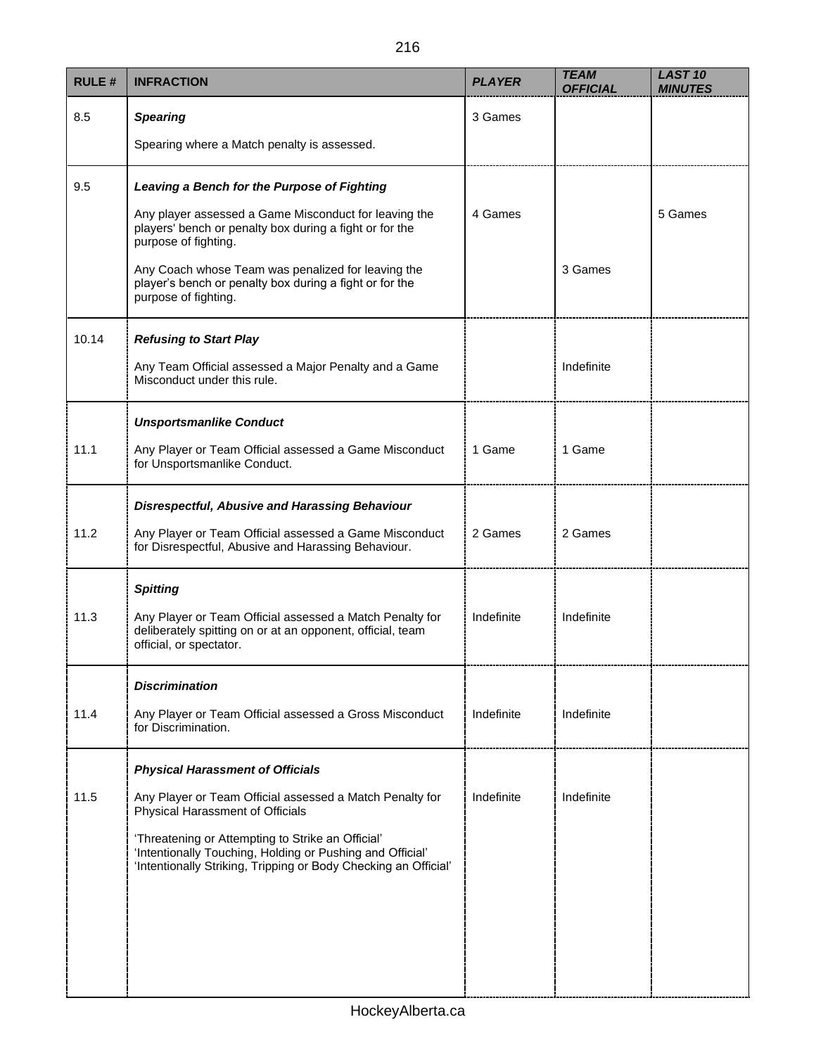| RULE # | INFRACTION | PLAYER | TEAM OFFICIAL | LAST 10 MINUTES |
|---|---|---|---|---|
| 8.5 | ***Spearing*** | | | |
| | Spearing where a Match penalty is assessed. | 3 Games | | |
| 9.5 | ***Leaving a Bench for the Purpose of Fighting*** | | | |
| | Any player assessed a Game Misconduct for leaving the players' bench or penalty box during a fight or for the purpose of fighting. | 4 Games | | 5 Games |
| | Any Coach whose Team was penalized for leaving the player's bench or penalty box during a fight or for the purpose of fighting. | | 3 Games | |
| 10.14 | ***Refusing to Start Play*** | | | |
| | Any Team Official assessed a Major Penalty and a Game Misconduct under this rule. | | Indefinite | |
| | ***Unsportsmanlike Conduct*** | | | |
| 11.1 | Any Player or Team Official assessed a Game Misconduct for Unsportsmanlike Conduct. | 1 Game | 1 Game | |
| | ***Disrespectful, Abusive and Harassing Behaviour*** | | | |
| 11.2 | Any Player or Team Official assessed a Game Misconduct for Disrespectful, Abusive and Harassing Behaviour. | 2 Games | 2 Games | |
| | ***Spitting*** | | | |
| 11.3 | Any Player or Team Official assessed a Match Penalty for deliberately spitting on or at an opponent, official, team official, or spectator. | Indefinite | Indefinite | |
| | ***Discrimination*** | | | |
| 11.4 | Any Player or Team Official assessed a Gross Misconduct for Discrimination. | Indefinite | Indefinite | |
| | ***Physical Harassment of Officials*** | | | |
| 11.5 | Any Player or Team Official assessed a Match Penalty for Physical Harassment of Officials | Indefinite | Indefinite | |
| | 'Threatening or Attempting to Strike an Official' 'Intentionally Touching, Holding or Pushing and Official' 'Intentionally Striking, Tripping or Body Checking an Official' | | | |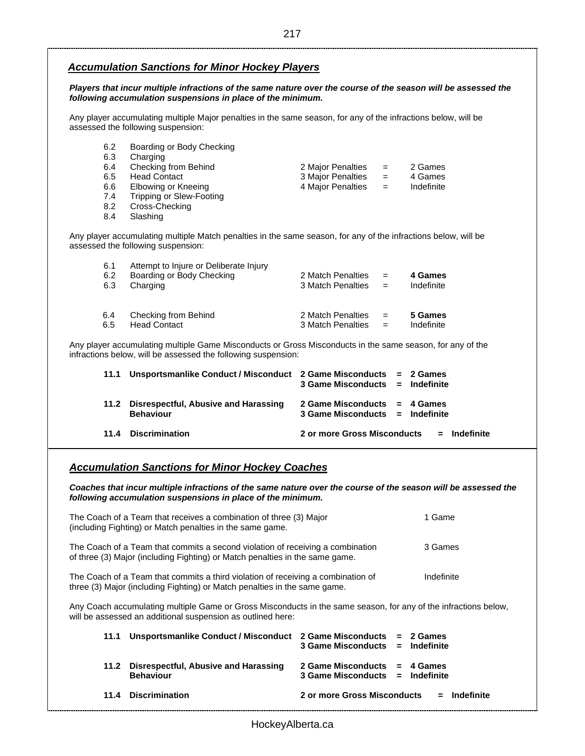## *Accumulation Sanctions for Minor Hockey Players*

***Players that incur multiple infractions of the same nature over the course of the season will be assessed the following accumulation suspensions in place of the minimum.***

Any player accumulating multiple Major penalties in the same season, for any of the infractions below, will be assessed the following suspension:

| | | | | |
|---|---|---|---|---|
| 6.2 | Boarding or Body Checking | | | |
| 6.3 | Charging | | | |
| 6.4 | Checking from Behind | 2 Major Penalties | = | 2 Games |
| 6.5 | Head Contact | 3 Major Penalties | = | 4 Games |
| 6.6 | Elbowing or Kneeing | 4 Major Penalties | = | Indefinite |
| 7.4 | Tripping or Slew-Footing | | | |
| 8.2 | Cross-Checking | | | |
| 8.4 | Slashing | | | |

Any player accumulating multiple Match penalties in the same season, for any of the infractions below, will be assessed the following suspension:

| | | | | |
|---|---|---|---|---|
| 6.1 | Attempt to Injure or Deliberate Injury | | | |
| 6.2 | Boarding or Body Checking | 2 Match Penalties | = | **4 Games** |
| 6.3 | Charging | 3 Match Penalties | = | Indefinite |
| | | | | |
| 6.4 | Checking from Behind | 2 Match Penalties | = | **5 Games** |
| 6.5 | Head Contact | 3 Match Penalties | = | Indefinite |

Any player accumulating multiple Game Misconducts or Gross Misconducts in the same season, for any of the infractions below, will be assessed the following suspension:

| | | | | |
|---|---|---|---|---|
| **11.1** | **Unsportsmanlike Conduct / Misconduct** | **2 Game Misconducts** | **=** | **2 Games** |
| | | **3 Game Misconducts** | **=** | **Indefinite** |
| **11.2** | **Disrespectful, Abusive and Harassing Behaviour** | **2 Game Misconducts** | **=** | **4 Games** |
| | | **3 Game Misconducts** | **=** | **Indefinite** |
| **11.4** | **Discrimination** | **2 or more Gross Misconducts** | **=** | **Indefinite** |

## *Accumulation Sanctions for Minor Hockey Coaches*

***Coaches that incur multiple infractions of the same nature over the course of the season will be assessed the following accumulation suspensions in place of the minimum.***

| | |
|---|---|
| The Coach of a Team that receives a combination of three (3) Major (including Fighting) or Match penalties in the same game. | 1 Game |
| The Coach of a Team that commits a second violation of receiving a combination of three (3) Major (including Fighting) or Match penalties in the same game. | 3 Games |
| The Coach of a Team that commits a third violation of receiving a combination of three (3) Major (including Fighting) or Match penalties in the same game. | Indefinite |

Any Coach accumulating multiple Game or Gross Misconducts in the same season, for any of the infractions below, will be assessed an additional suspension as outlined here:

| | | | | |
|---|---|---|---|---|
| **11.1** | **Unsportsmanlike Conduct / Misconduct** | **2 Game Misconducts** | **=** | **2 Games** |
| | | **3 Game Misconducts** | **=** | **Indefinite** |
| **11.2** | **Disrespectful, Abusive and Harassing Behaviour** | **2 Game Misconducts** | **=** | **4 Games** |
| | | **3 Game Misconducts** | **=** | **Indefinite** |
| **11.4** | **Discrimination** | **2 or more Gross Misconducts** | **=** | **Indefinite** |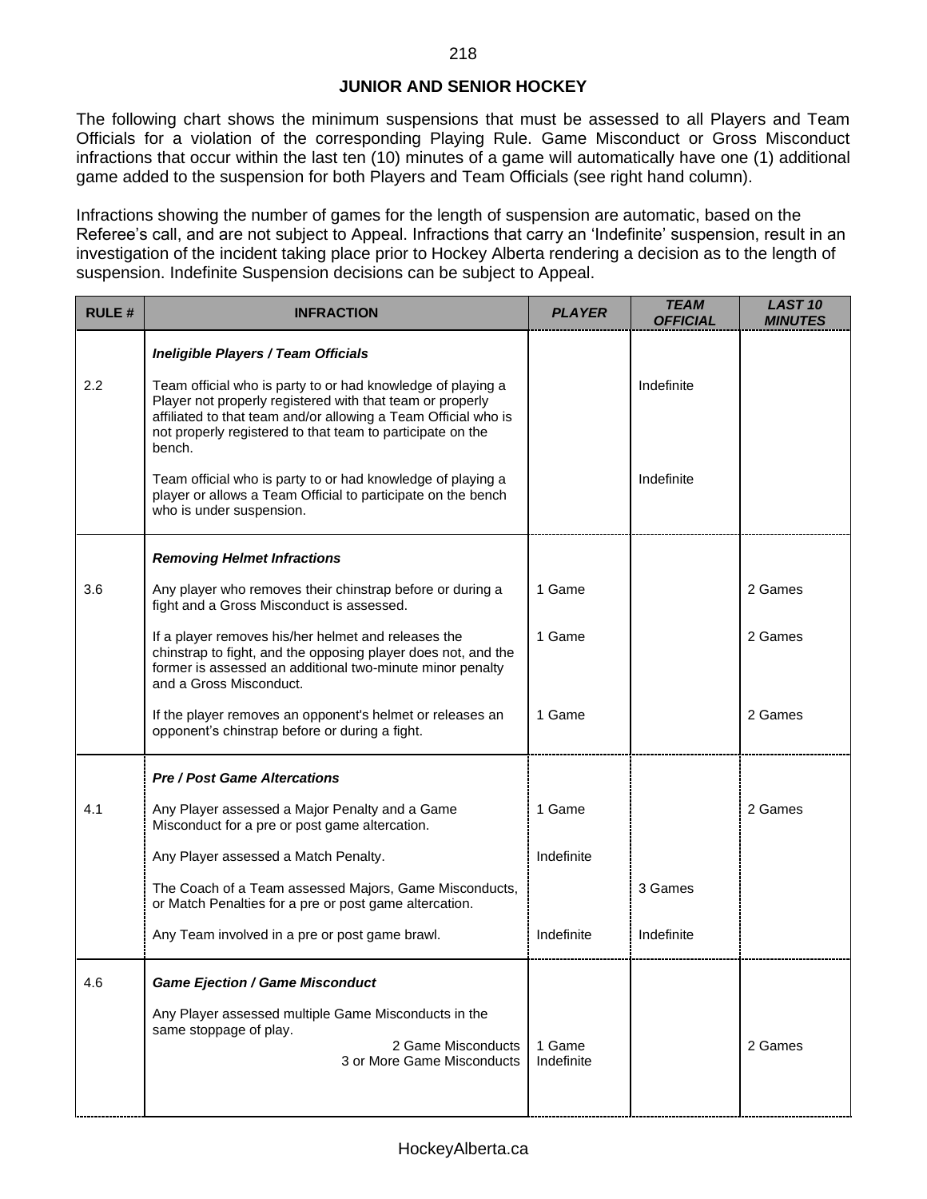## JUNIOR AND SENIOR HOCKEY

The following chart shows the minimum suspensions that must be assessed to all Players and Team Officials for a violation of the corresponding Playing Rule. Game Misconduct or Gross Misconduct infractions that occur within the last ten (10) minutes of a game will automatically have one (1) additional game added to the suspension for both Players and Team Officials (see right hand column).

Infractions showing the number of games for the length of suspension are automatic, based on the Referee's call, and are not subject to Appeal. Infractions that carry an 'Indefinite' suspension, result in an investigation of the incident taking place prior to Hockey Alberta rendering a decision as to the length of suspension. Indefinite Suspension decisions can be subject to Appeal.

| RULE # | INFRACTION | *PLAYER* | *TEAM OFFICIAL* | *LAST 10 MINUTES* |
|---|---|---|---|---|
| | ***Ineligible Players / Team Officials*** | | | |
| 2.2 | Team official who is party to or had knowledge of playing a Player not properly registered with that team or properly affiliated to that team and/or allowing a Team Official who is not properly registered to that team to participate on the bench. | | Indefinite | |
| | Team official who is party to or had knowledge of playing a player or allows a Team Official to participate on the bench who is under suspension. | | Indefinite | |
| | ***Removing Helmet Infractions*** | | | |
| 3.6 | Any player who removes their chinstrap before or during a fight and a Gross Misconduct is assessed. | 1 Game | | 2 Games |
| | If a player removes his/her helmet and releases the chinstrap to fight, and the opposing player does not, and the former is assessed an additional two-minute minor penalty and a Gross Misconduct. | 1 Game | | 2 Games |
| | If the player removes an opponent's helmet or releases an opponent's chinstrap before or during a fight. | 1 Game | | 2 Games |
| | ***Pre / Post Game Altercations*** | | | |
| 4.1 | Any Player assessed a Major Penalty and a Game Misconduct for a pre or post game altercation. | 1 Game | | 2 Games |
| | Any Player assessed a Match Penalty. | Indefinite | | |
| | The Coach of a Team assessed Majors, Game Misconducts, or Match Penalties for a pre or post game altercation. | | 3 Games | |
| | Any Team involved in a pre or post game brawl. | Indefinite | Indefinite | |
| 4.6 | ***Game Ejection / Game Misconduct*** | | | |
| | Any Player assessed multiple Game Misconducts in the same stoppage of play. | | | |
| | 2 Game Misconducts | 1 Game | | 2 Games |
| | 3 or More Game Misconducts | Indefinite | | |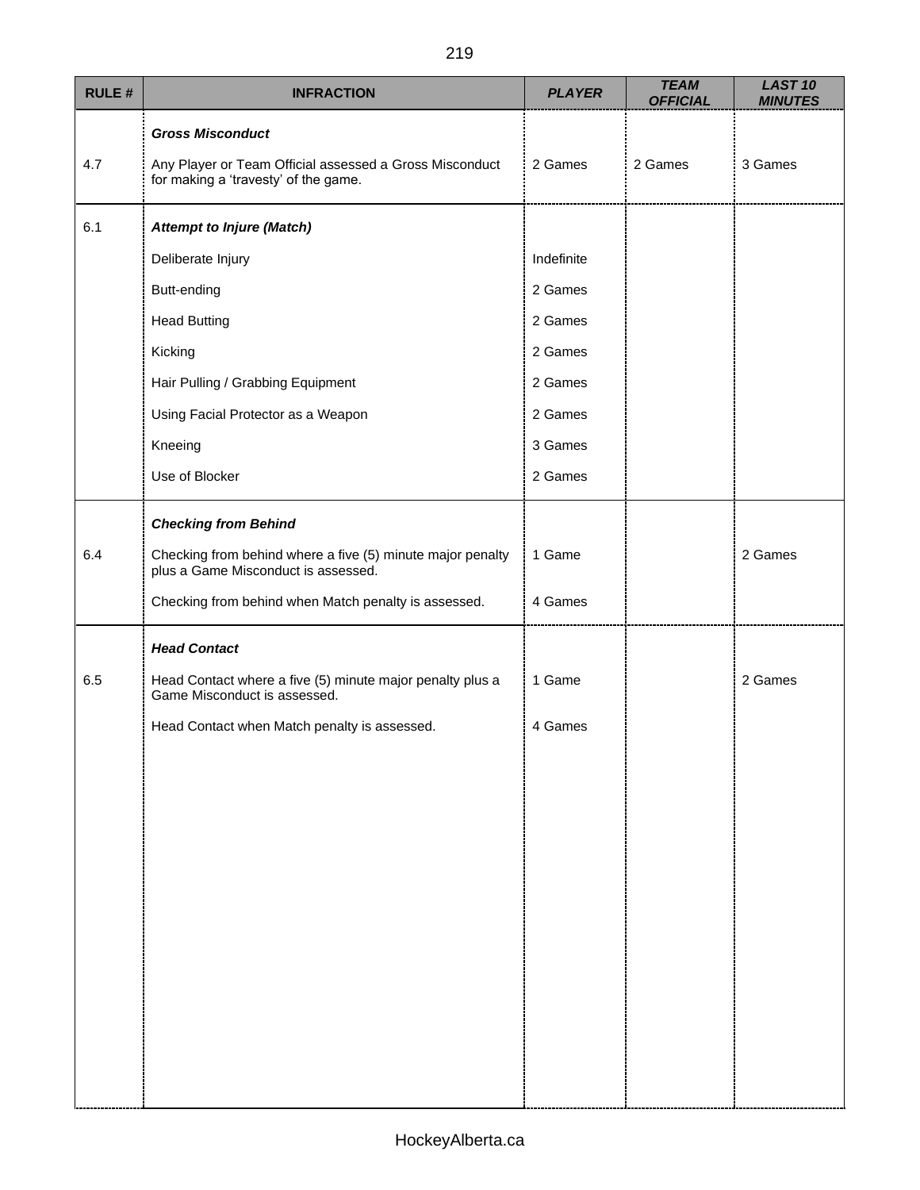| RULE # | INFRACTION | PLAYER | TEAM OFFICIAL | LAST 10 MINUTES |
|---|---|---|---|---|
| | ***Gross Misconduct*** | | | |
| 4.7 | Any Player or Team Official assessed a Gross Misconduct for making a 'travesty' of the game. | 2 Games | 2 Games | 3 Games |
| 6.1 | ***Attempt to Injure (Match)*** | | | |
| | Deliberate Injury | Indefinite | | |
| | Butt-ending | 2 Games | | |
| | Head Butting | 2 Games | | |
| | Kicking | 2 Games | | |
| | Hair Pulling / Grabbing Equipment | 2 Games | | |
| | Using Facial Protector as a Weapon | 2 Games | | |
| | Kneeing | 3 Games | | |
| | Use of Blocker | 2 Games | | |
| | ***Checking from Behind*** | | | |
| 6.4 | Checking from behind where a five (5) minute major penalty plus a Game Misconduct is assessed. | 1 Game | | 2 Games |
| | Checking from behind when Match penalty is assessed. | 4 Games | | |
| | ***Head Contact*** | | | |
| 6.5 | Head Contact where a five (5) minute major penalty plus a Game Misconduct is assessed. | 1 Game | | 2 Games |
| | Head Contact when Match penalty is assessed. | 4 Games | | |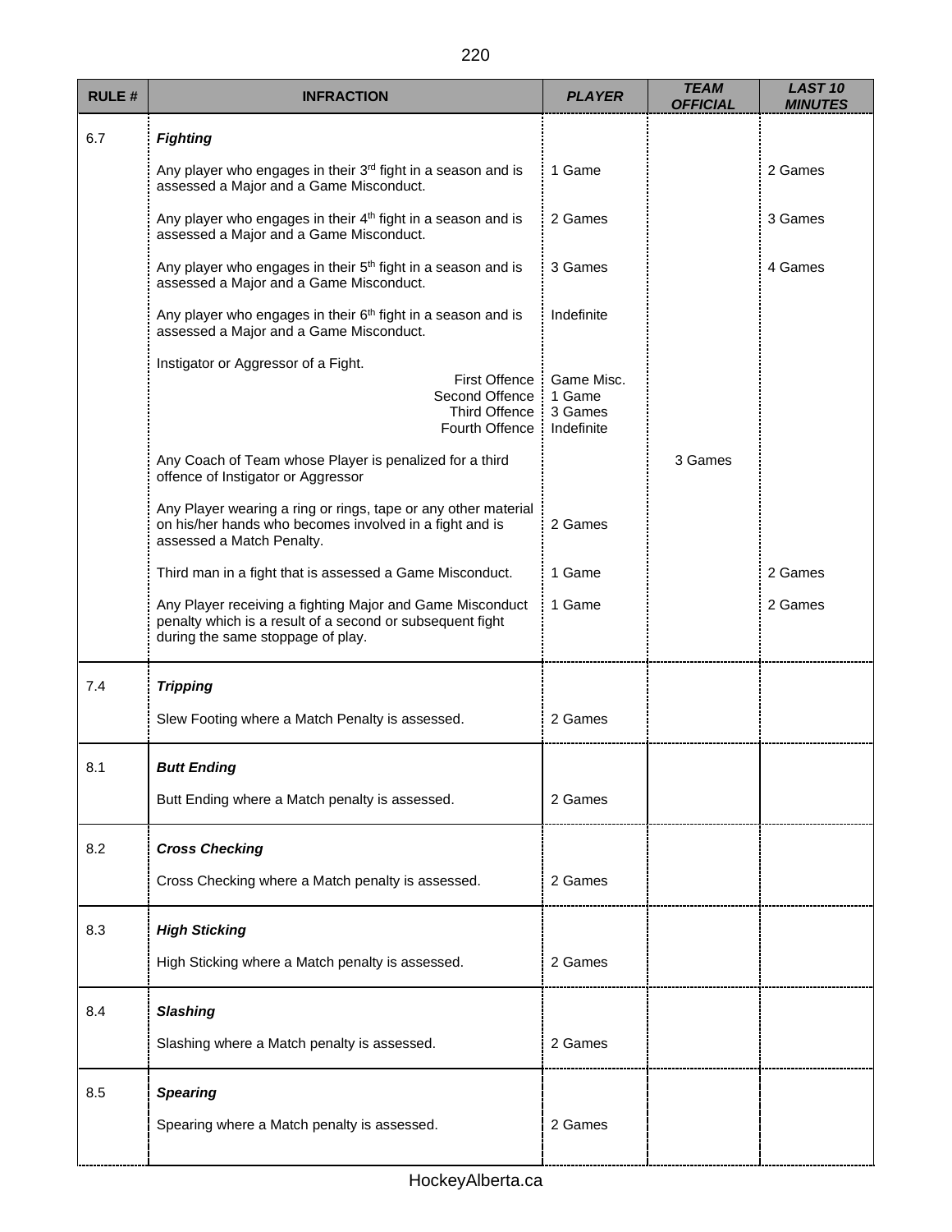| RULE # | INFRACTION | PLAYER | TEAM OFFICIAL | LAST 10 MINUTES |
|---|---|---|---|---|
| 6.7 | ***Fighting*** | | | |
| | Any player who engages in their 3rd fight in a season and is assessed a Major and a Game Misconduct. | 1 Game | | 2 Games |
| | Any player who engages in their 4th fight in a season and is assessed a Major and a Game Misconduct. | 2 Games | | 3 Games |
| | Any player who engages in their 5th fight in a season and is assessed a Major and a Game Misconduct. | 3 Games | | 4 Games |
| | Any player who engages in their 6th fight in a season and is assessed a Major and a Game Misconduct. | Indefinite | | |
| | Instigator or Aggressor of a Fight. | | | |
| | First Offence | Game Misc. | | |
| | Second Offence | 1 Game | | |
| | Third Offence | 3 Games | | |
| | Fourth Offence | Indefinite | | |
| | Any Coach of Team whose Player is penalized for a third offence of Instigator or Aggressor | | 3 Games | |
| | Any Player wearing a ring or rings, tape or any other material on his/her hands who becomes involved in a fight and is assessed a Match Penalty. | 2 Games | | |
| | Third man in a fight that is assessed a Game Misconduct. | 1 Game | | 2 Games |
| | Any Player receiving a fighting Major and Game Misconduct penalty which is a result of a second or subsequent fight during the same stoppage of play. | 1 Game | | 2 Games |
| 7.4 | ***Tripping*** | | | |
| | Slew Footing where a Match Penalty is assessed. | 2 Games | | |
| 8.1 | ***Butt Ending*** | | | |
| | Butt Ending where a Match penalty is assessed. | 2 Games | | |
| 8.2 | ***Cross Checking*** | | | |
| | Cross Checking where a Match penalty is assessed. | 2 Games | | |
| 8.3 | ***High Sticking*** | | | |
| | High Sticking where a Match penalty is assessed. | 2 Games | | |
| 8.4 | ***Slashing*** | | | |
| | Slashing where a Match penalty is assessed. | 2 Games | | |
| 8.5 | ***Spearing*** | | | |
| | Spearing where a Match penalty is assessed. | 2 Games | | |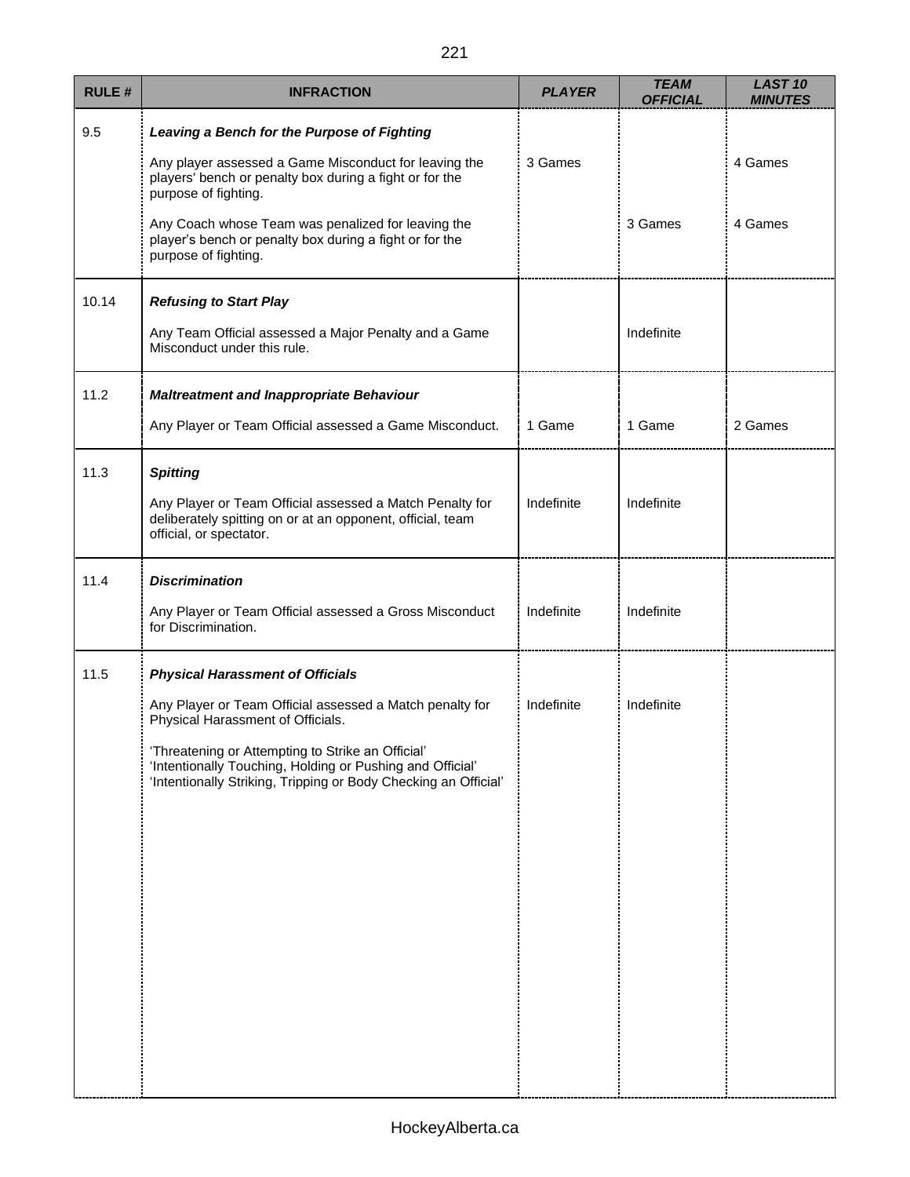| RULE # | INFRACTION | PLAYER | TEAM OFFICIAL | LAST 10 MINUTES |
|---|---|---|---|---|
| 9.5 | ***Leaving a Bench for the Purpose of Fighting*** | | | |
| | Any player assessed a Game Misconduct for leaving the players' bench or penalty box during a fight or for the purpose of fighting. | 3 Games | | 4 Games |
| | Any Coach whose Team was penalized for leaving the player's bench or penalty box during a fight or for the purpose of fighting. | | 3 Games | 4 Games |
| 10.14 | ***Refusing to Start Play*** | | | |
| | Any Team Official assessed a Major Penalty and a Game Misconduct under this rule. | | Indefinite | |
| 11.2 | ***Maltreatment and Inappropriate Behaviour*** | | | |
| | Any Player or Team Official assessed a Game Misconduct. | 1 Game | 1 Game | 2 Games |
| 11.3 | ***Spitting*** | | | |
| | Any Player or Team Official assessed a Match Penalty for deliberately spitting on or at an opponent, official, team official, or spectator. | Indefinite | Indefinite | |
| 11.4 | ***Discrimination*** | | | |
| | Any Player or Team Official assessed a Gross Misconduct for Discrimination. | Indefinite | Indefinite | |
| 11.5 | ***Physical Harassment of Officials*** | | | |
| | Any Player or Team Official assessed a Match penalty for Physical Harassment of Officials.<br><br>'Threatening or Attempting to Strike an Official'<br>'Intentionally Touching, Holding or Pushing and Official'<br>'Intentionally Striking, Tripping or Body Checking an Official' | Indefinite | Indefinite | |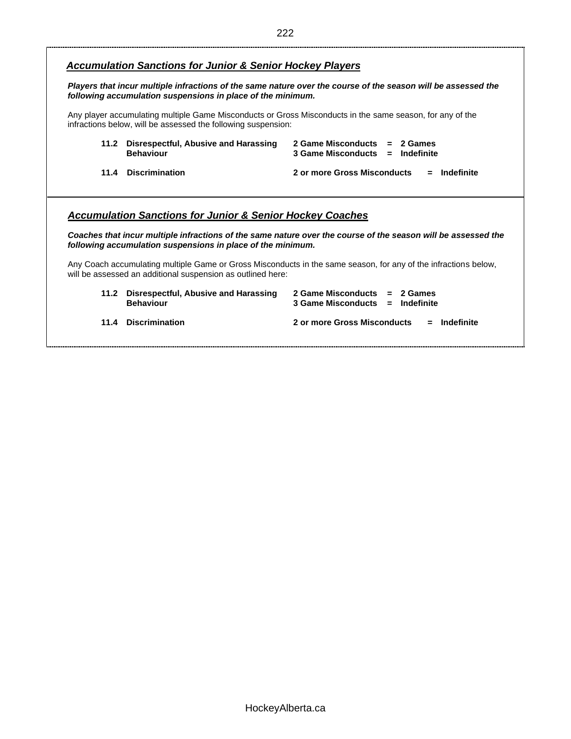## *Accumulation Sanctions for Junior & Senior Hockey Players*

***Players that incur multiple infractions of the same nature over the course of the season will be assessed the following accumulation suspensions in place of the minimum.***

Any player accumulating multiple Game Misconducts or Gross Misconducts in the same season, for any of the infractions below, will be assessed the following suspension:

| | | |
|---|---|---|
| **11.2** | **Disrespectful, Abusive and Harassing Behaviour** | **2 Game Misconducts = 2 Games**<br>**3 Game Misconducts = Indefinite** |
| **11.4** | **Discrimination** | **2 or more Gross Misconducts = Indefinite** |

## *Accumulation Sanctions for Junior & Senior Hockey Coaches*

***Coaches that incur multiple infractions of the same nature over the course of the season will be assessed the following accumulation suspensions in place of the minimum.***

Any Coach accumulating multiple Game or Gross Misconducts in the same season, for any of the infractions below, will be assessed an additional suspension as outlined here:

| | | |
|---|---|---|
| **11.2** | **Disrespectful, Abusive and Harassing Behaviour** | **2 Game Misconducts = 2 Games**<br>**3 Game Misconducts = Indefinite** |
| **11.4** | **Discrimination** | **2 or more Gross Misconducts = Indefinite** |